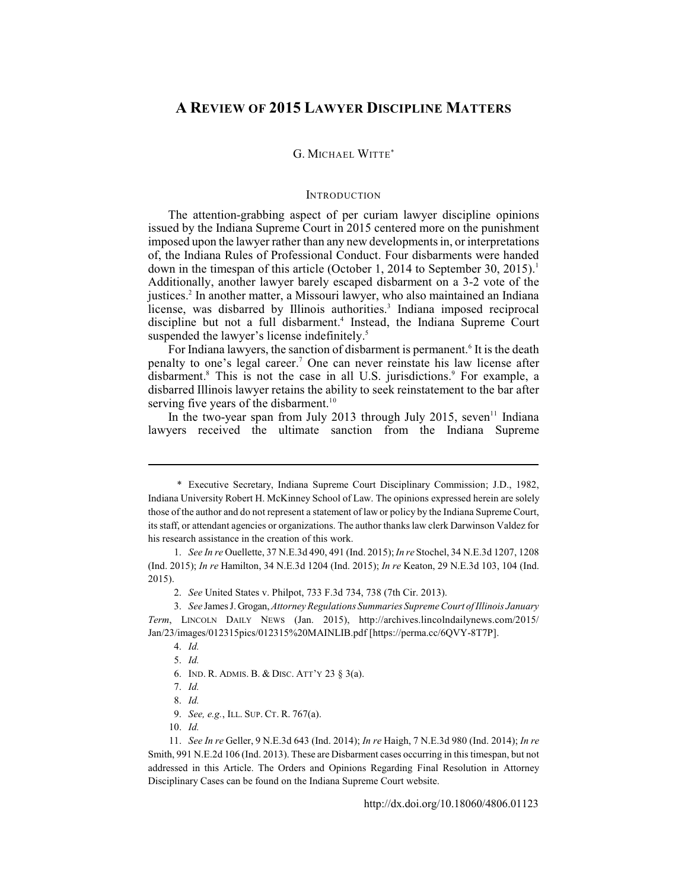# A REVIEW OF 2015 LAWYER DISCIPLINE MATTERS

G. MICHAEL WITTE*

## INTRODUCTION

The attention-grabbing aspect of per curiam lawyer discipline opinions issued by the Indiana Supreme Court in 2015 centered more on the punishment imposed upon the lawyer rather than any new developments in, or interpretations of, the Indiana Rules of Professional Conduct. Four disbarments were handed down in the timespan of this article (October 1, 2014 to September 30, 2015).[1] Additionally, another lawyer barely escaped disbarment on a 3-2 vote of the justices.[2] In another matter, a Missouri lawyer, who also maintained an Indiana license, was disbarred by Illinois authorities.[3] Indiana imposed reciprocal discipline but not a full disbarment.[4] Instead, the Indiana Supreme Court suspended the lawyer's license indefinitely.[5]

For Indiana lawyers, the sanction of disbarment is permanent.[6] It is the death penalty to one's legal career.[7] One can never reinstate his law license after disbarment.[8] This is not the case in all U.S. jurisdictions.[9] For example, a disbarred Illinois lawyer retains the ability to seek reinstatement to the bar after serving five years of the disbarment.[10]

In the two-year span from July 2013 through July 2015, seven[11] Indiana lawyers received the ultimate sanction from the Indiana Supreme

---

\* Executive Secretary, Indiana Supreme Court Disciplinary Commission; J.D., 1982, Indiana University Robert H. McKinney School of Law. The opinions expressed herein are solely those of the author and do not represent a statement of law or policy by the Indiana Supreme Court, its staff, or attendant agencies or organizations. The author thanks law clerk Darwinson Valdez for his research assistance in the creation of this work.

1. *See In re* Ouellette, 37 N.E.3d 490, 491 (Ind. 2015); *In re* Stochel, 34 N.E.3d 1207, 1208 (Ind. 2015); *In re* Hamilton, 34 N.E.3d 1204 (Ind. 2015); *In re* Keaton, 29 N.E.3d 103, 104 (Ind. 2015).

2. *See* United States v. Philpot, 733 F.3d 734, 738 (7th Cir. 2013).

3. *See* James J. Grogan, *Attorney Regulations Summaries Supreme Court of Illinois January Term*, LINCOLN DAILY NEWS (Jan. 2015), http://archives.lincolndailynews.com/2015/Jan/23/images/012315pics/012315%20MAINLIB.pdf [https://perma.cc/6QVY-8T7P].

4. *Id.*

5. *Id.*

6. IND. R. ADMIS. B. & DISC. ATT'Y 23 § 3(a).

7. *Id.*

8. *Id.*

9. *See, e.g.*, ILL. SUP. CT. R. 767(a).

10. *Id.*

11. *See In re* Geller, 9 N.E.3d 643 (Ind. 2014); *In re* Haigh, 7 N.E.3d 980 (Ind. 2014); *In re* Smith, 991 N.E.2d 106 (Ind. 2013). These are Disbarment cases occurring in this timespan, but not addressed in this Article. The Orders and Opinions Regarding Final Resolution in Attorney Disciplinary Cases can be found on the Indiana Supreme Court website.

http://dx.doi.org/10.18060/4806.01123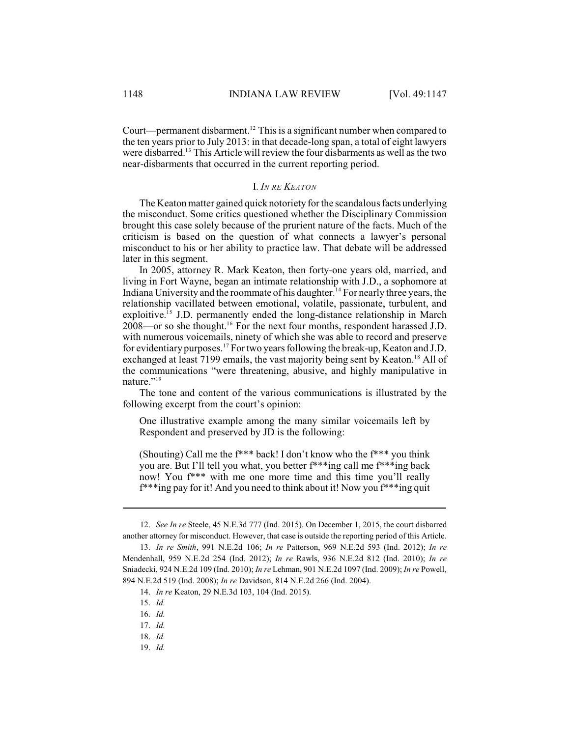Court—permanent disbarment.[12] This is a significant number when compared to the ten years prior to July 2013: in that decade-long span, a total of eight lawyers were disbarred.[13] This Article will review the four disbarments as well as the two near-disbarments that occurred in the current reporting period.

## I. *In re Keaton*

The Keaton matter gained quick notoriety for the scandalous facts underlying the misconduct. Some critics questioned whether the Disciplinary Commission brought this case solely because of the prurient nature of the facts. Much of the criticism is based on the question of what connects a lawyer's personal misconduct to his or her ability to practice law. That debate will be addressed later in this segment.

In 2005, attorney R. Mark Keaton, then forty-one years old, married, and living in Fort Wayne, began an intimate relationship with J.D., a sophomore at Indiana University and the roommate of his daughter.[14] For nearly three years, the relationship vacillated between emotional, volatile, passionate, turbulent, and exploitive.[15] J.D. permanently ended the long-distance relationship in March 2008—or so she thought.[16] For the next four months, respondent harassed J.D. with numerous voicemails, ninety of which she was able to record and preserve for evidentiary purposes.[17] For two years following the break-up, Keaton and J.D. exchanged at least 7199 emails, the vast majority being sent by Keaton.[18] All of the communications "were threatening, abusive, and highly manipulative in nature."[19]

The tone and content of the various communications is illustrated by the following excerpt from the court's opinion:

> One illustrative example among the many similar voicemails left by Respondent and preserved by JD is the following:
>
> (Shouting) Call me the f*** back! I don't know who the f*** you think you are. But I'll tell you what, you better f***ing call me f***ing back now! You f*** with me one more time and this time you'll really f***ing pay for it! And you need to think about it! Now you f***ing quit

---

12. *See In re* Steele, 45 N.E.3d 777 (Ind. 2015). On December 1, 2015, the court disbarred another attorney for misconduct. However, that case is outside the reporting period of this Article.

13. *In re Smith*, 991 N.E.2d 106; *In re* Patterson, 969 N.E.2d 593 (Ind. 2012); *In re* Mendenhall, 959 N.E.2d 254 (Ind. 2012); *In re* Rawls, 936 N.E.2d 812 (Ind. 2010); *In re* Sniadecki, 924 N.E.2d 109 (Ind. 2010); *In re* Lehman, 901 N.E.2d 1097 (Ind. 2009); *In re* Powell, 894 N.E.2d 519 (Ind. 2008); *In re* Davidson, 814 N.E.2d 266 (Ind. 2004).

14. *In re* Keaton, 29 N.E.3d 103, 104 (Ind. 2015).

15. *Id.*

16. *Id.*

17. *Id.*

18. *Id.*

19. *Id.*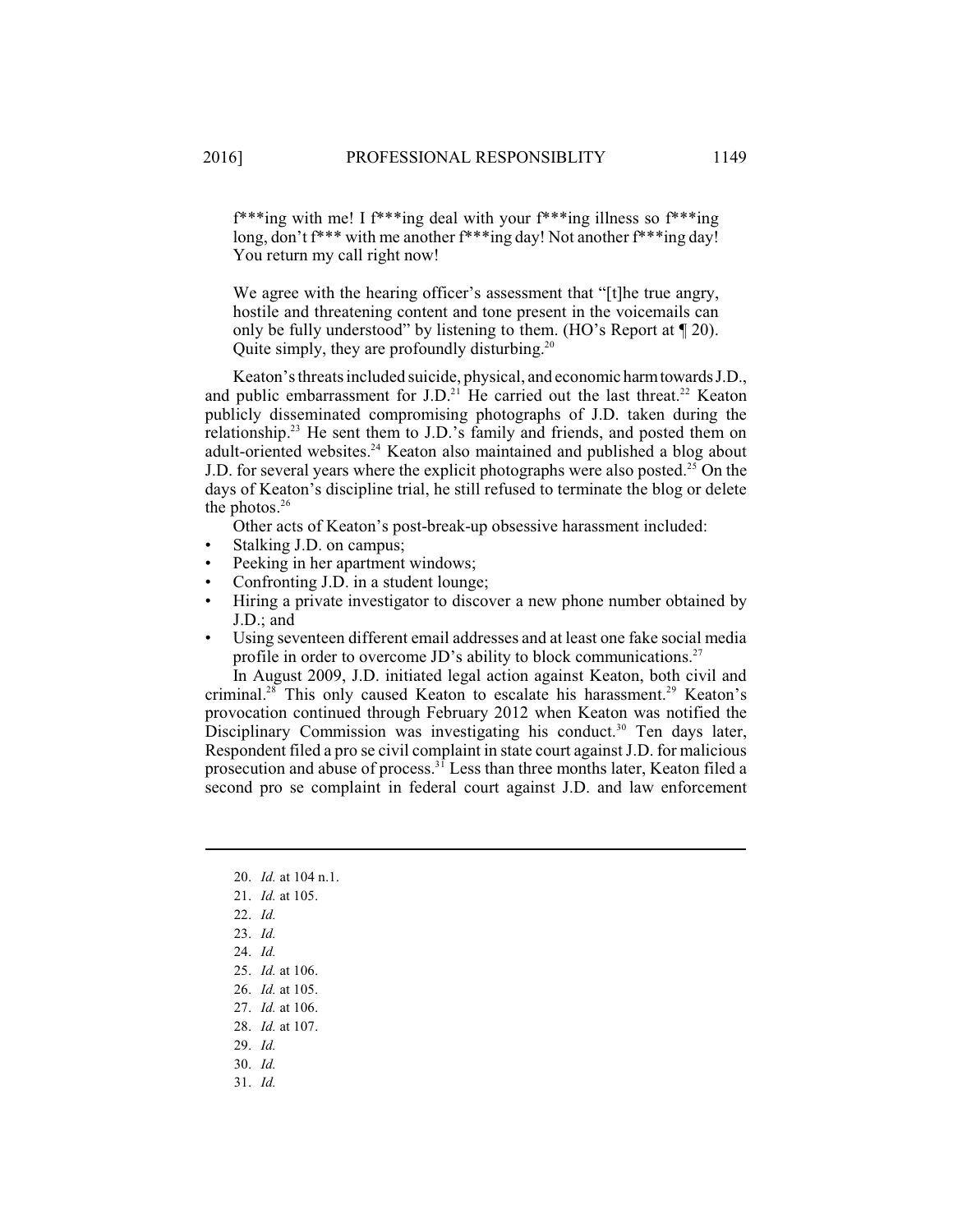> f***ing with me! I f***ing deal with your f***ing illness so f***ing long, don't f*** with me another f***ing day! Not another f***ing day! You return my call right now!
>
> We agree with the hearing officer's assessment that "[t]he true angry, hostile and threatening content and tone present in the voicemails can only be fully understood" by listening to them. (HO's Report at ¶ 20). Quite simply, they are profoundly disturbing.[20]

Keaton's threats included suicide, physical, and economic harm towards J.D., and public embarrassment for J.D.[21] He carried out the last threat.[22] Keaton publicly disseminated compromising photographs of J.D. taken during the relationship.[23] He sent them to J.D.'s family and friends, and posted them on adult-oriented websites.[24] Keaton also maintained and published a blog about J.D. for several years where the explicit photographs were also posted.[25] On the days of Keaton's discipline trial, he still refused to terminate the blog or delete the photos.[26]

Other acts of Keaton's post-break-up obsessive harassment included:

- Stalking J.D. on campus;
- Peeking in her apartment windows;
- Confronting J.D. in a student lounge;
- Hiring a private investigator to discover a new phone number obtained by J.D.; and
- Using seventeen different email addresses and at least one fake social media profile in order to overcome JD's ability to block communications.[27]

In August 2009, J.D. initiated legal action against Keaton, both civil and criminal.[28] This only caused Keaton to escalate his harassment.[29] Keaton's provocation continued through February 2012 when Keaton was notified the Disciplinary Commission was investigating his conduct.[30] Ten days later, Respondent filed a pro se civil complaint in state court against J.D. for malicious prosecution and abuse of process.[31] Less than three months later, Keaton filed a second pro se complaint in federal court against J.D. and law enforcement

---

20. *Id.* at 104 n.1.
21. *Id.* at 105.
22. *Id.*
23. *Id.*
24. *Id.*
25. *Id.* at 106.
26. *Id.* at 105.
27. *Id.* at 106.
28. *Id.* at 107.
29. *Id.*
30. *Id.*
31. *Id.*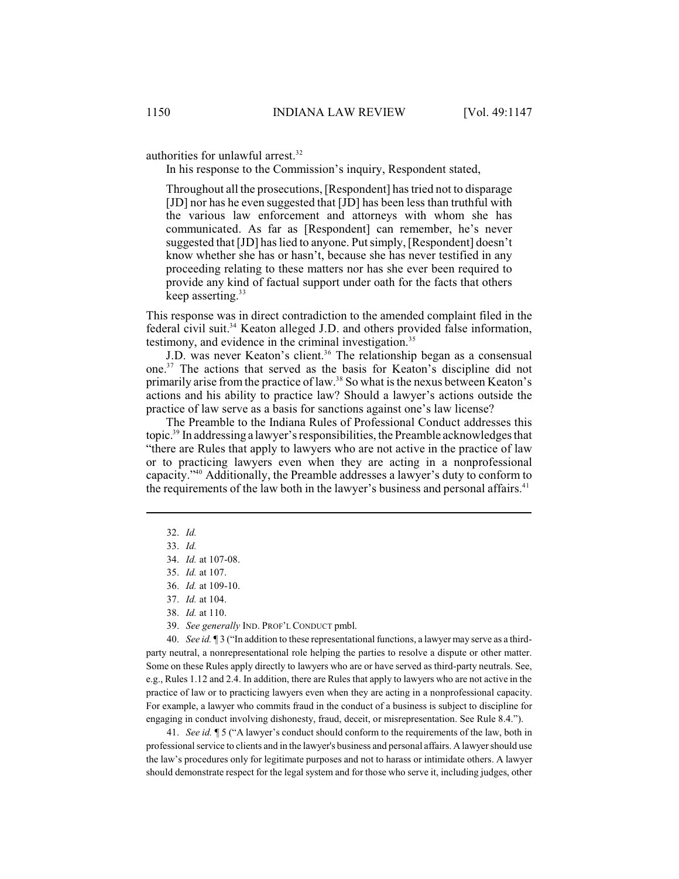authorities for unlawful arrest.[32]

In his response to the Commission's inquiry, Respondent stated,

> Throughout all the prosecutions, [Respondent] has tried not to disparage [JD] nor has he even suggested that [JD] has been less than truthful with the various law enforcement and attorneys with whom she has communicated. As far as [Respondent] can remember, he's never suggested that [JD] has lied to anyone. Put simply, [Respondent] doesn't know whether she has or hasn't, because she has never testified in any proceeding relating to these matters nor has she ever been required to provide any kind of factual support under oath for the facts that others keep asserting.[33]

This response was in direct contradiction to the amended complaint filed in the federal civil suit.[34] Keaton alleged J.D. and others provided false information, testimony, and evidence in the criminal investigation.[35]

J.D. was never Keaton's client.[36] The relationship began as a consensual one.[37] The actions that served as the basis for Keaton's discipline did not primarily arise from the practice of law.[38] So what is the nexus between Keaton's actions and his ability to practice law? Should a lawyer's actions outside the practice of law serve as a basis for sanctions against one's law license?

The Preamble to the Indiana Rules of Professional Conduct addresses this topic.[39] In addressing a lawyer's responsibilities, the Preamble acknowledges that "there are Rules that apply to lawyers who are not active in the practice of law or to practicing lawyers even when they are acting in a nonprofessional capacity."[40] Additionally, the Preamble addresses a lawyer's duty to conform to the requirements of the law both in the lawyer's business and personal affairs.[41]

---

32. *Id.*

33. *Id.*

34. *Id.* at 107-08.

35. *Id.* at 107.

36. *Id.* at 109-10.

37. *Id.* at 104.

38. *Id.* at 110.

39. *See generally* IND. PROF'L CONDUCT pmbl.

40. *See id.* ¶ 3 ("In addition to these representational functions, a lawyer may serve as a third-party neutral, a nonrepresentational role helping the parties to resolve a dispute or other matter. Some on these Rules apply directly to lawyers who are or have served as third-party neutrals. See, e.g., Rules 1.12 and 2.4. In addition, there are Rules that apply to lawyers who are not active in the practice of law or to practicing lawyers even when they are acting in a nonprofessional capacity. For example, a lawyer who commits fraud in the conduct of a business is subject to discipline for engaging in conduct involving dishonesty, fraud, deceit, or misrepresentation. See Rule 8.4.").

41. *See id.* ¶ 5 ("A lawyer's conduct should conform to the requirements of the law, both in professional service to clients and in the lawyer's business and personal affairs. A lawyer should use the law's procedures only for legitimate purposes and not to harass or intimidate others. A lawyer should demonstrate respect for the legal system and for those who serve it, including judges, other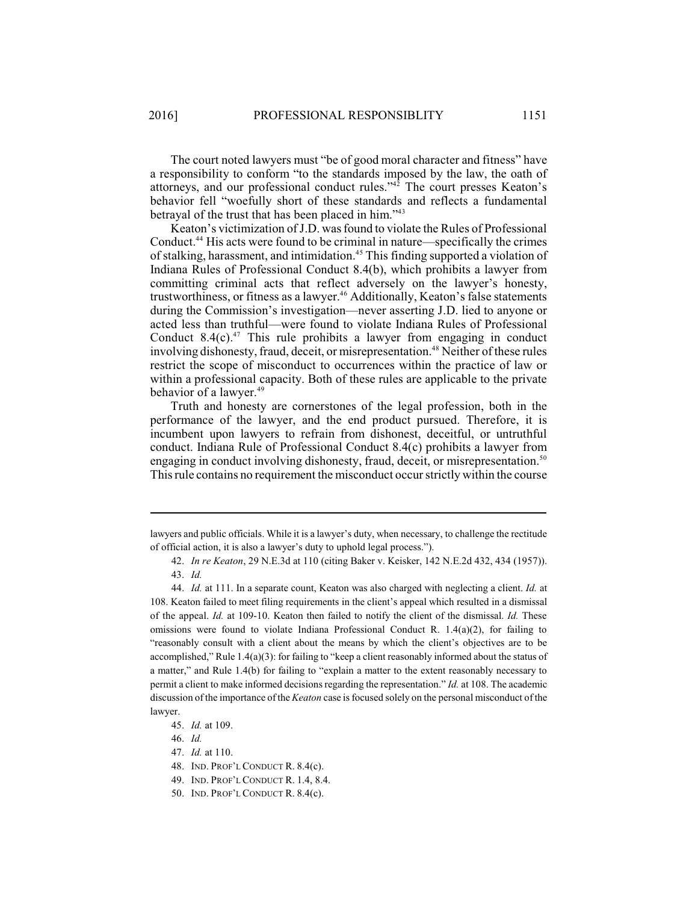The court noted lawyers must "be of good moral character and fitness" have a responsibility to conform "to the standards imposed by the law, the oath of attorneys, and our professional conduct rules."[42] The court presses Keaton's behavior fell "woefully short of these standards and reflects a fundamental betrayal of the trust that has been placed in him."[43]

Keaton's victimization of J.D. was found to violate the Rules of Professional Conduct.[44] His acts were found to be criminal in nature—specifically the crimes of stalking, harassment, and intimidation.[45] This finding supported a violation of Indiana Rules of Professional Conduct 8.4(b), which prohibits a lawyer from committing criminal acts that reflect adversely on the lawyer's honesty, trustworthiness, or fitness as a lawyer.[46] Additionally, Keaton's false statements during the Commission's investigation—never asserting J.D. lied to anyone or acted less than truthful—were found to violate Indiana Rules of Professional Conduct 8.4(c).[47] This rule prohibits a lawyer from engaging in conduct involving dishonesty, fraud, deceit, or misrepresentation.[48] Neither of these rules restrict the scope of misconduct to occurrences within the practice of law or within a professional capacity. Both of these rules are applicable to the private behavior of a lawyer.[49]

Truth and honesty are cornerstones of the legal profession, both in the performance of the lawyer, and the end product pursued. Therefore, it is incumbent upon lawyers to refrain from dishonest, deceitful, or untruthful conduct. Indiana Rule of Professional Conduct 8.4(c) prohibits a lawyer from engaging in conduct involving dishonesty, fraud, deceit, or misrepresentation.[50] This rule contains no requirement the misconduct occur strictly within the course

---

lawyers and public officials. While it is a lawyer's duty, when necessary, to challenge the rectitude of official action, it is also a lawyer's duty to uphold legal process.").

42. *In re Keaton*, 29 N.E.3d at 110 (citing Baker v. Keisker, 142 N.E.2d 432, 434 (1957)).

43. *Id.*

44. *Id.* at 111. In a separate count, Keaton was also charged with neglecting a client. *Id.* at 108. Keaton failed to meet filing requirements in the client's appeal which resulted in a dismissal of the appeal. *Id.* at 109-10. Keaton then failed to notify the client of the dismissal. *Id.* These omissions were found to violate Indiana Professional Conduct R. 1.4(a)(2), for failing to "reasonably consult with a client about the means by which the client's objectives are to be accomplished," Rule 1.4(a)(3): for failing to "keep a client reasonably informed about the status of a matter," and Rule 1.4(b) for failing to "explain a matter to the extent reasonably necessary to permit a client to make informed decisions regarding the representation." *Id.* at 108. The academic discussion of the importance of the *Keaton* case is focused solely on the personal misconduct of the lawyer.

45. *Id.* at 109.

46. *Id.*

47. *Id.* at 110.

48. IND. PROF'L CONDUCT R. 8.4(c).

49. IND. PROF'L CONDUCT R. 1.4, 8.4.

50. IND. PROF'L CONDUCT R. 8.4(c).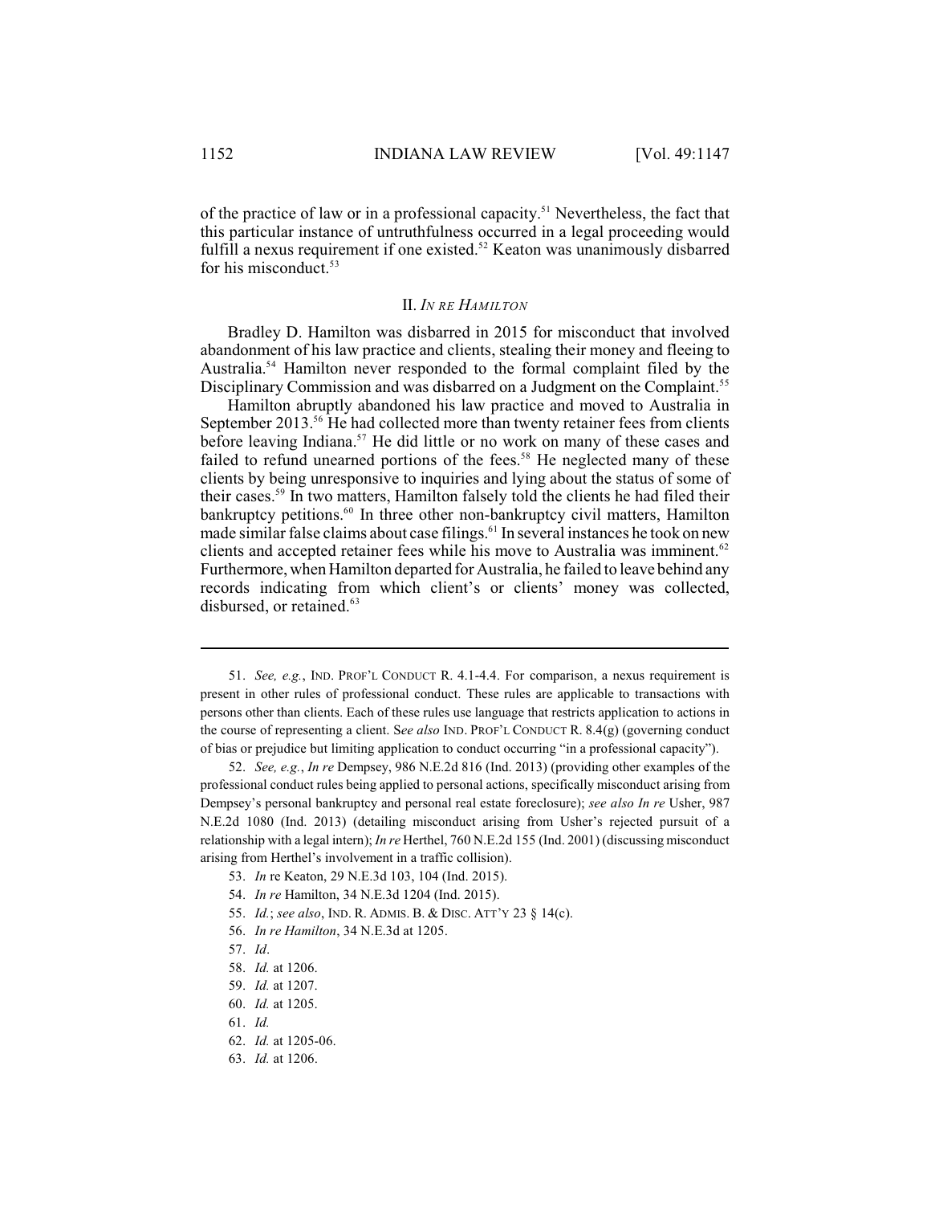of the practice of law or in a professional capacity.[51] Nevertheless, the fact that this particular instance of untruthfulness occurred in a legal proceeding would fulfill a nexus requirement if one existed.[52] Keaton was unanimously disbarred for his misconduct.[53]

## II. *In re Hamilton*

Bradley D. Hamilton was disbarred in 2015 for misconduct that involved abandonment of his law practice and clients, stealing their money and fleeing to Australia.[54] Hamilton never responded to the formal complaint filed by the Disciplinary Commission and was disbarred on a Judgment on the Complaint.[55]

Hamilton abruptly abandoned his law practice and moved to Australia in September 2013.[56] He had collected more than twenty retainer fees from clients before leaving Indiana.[57] He did little or no work on many of these cases and failed to refund unearned portions of the fees.[58] He neglected many of these clients by being unresponsive to inquiries and lying about the status of some of their cases.[59] In two matters, Hamilton falsely told the clients he had filed their bankruptcy petitions.[60] In three other non-bankruptcy civil matters, Hamilton made similar false claims about case filings.[61] In several instances he took on new clients and accepted retainer fees while his move to Australia was imminent.[62] Furthermore, when Hamilton departed for Australia, he failed to leave behind any records indicating from which client's or clients' money was collected, disbursed, or retained.[63]

---

51. *See, e.g.*, IND. PROF'L CONDUCT R. 4.1-4.4. For comparison, a nexus requirement is present in other rules of professional conduct. These rules are applicable to transactions with persons other than clients. Each of these rules use language that restricts application to actions in the course of representing a client. S*ee also* IND. PROF'L CONDUCT R. 8.4(g) (governing conduct of bias or prejudice but limiting application to conduct occurring "in a professional capacity").

52. *See, e.g.*, *In re* Dempsey, 986 N.E.2d 816 (Ind. 2013) (providing other examples of the professional conduct rules being applied to personal actions, specifically misconduct arising from Dempsey's personal bankruptcy and personal real estate foreclosure); *see also In re* Usher, 987 N.E.2d 1080 (Ind. 2013) (detailing misconduct arising from Usher's rejected pursuit of a relationship with a legal intern); *In re* Herthel, 760 N.E.2d 155 (Ind. 2001) (discussing misconduct arising from Herthel's involvement in a traffic collision).

53. *In* re Keaton, 29 N.E.3d 103, 104 (Ind. 2015).

54. *In re* Hamilton, 34 N.E.3d 1204 (Ind. 2015).

55. *Id.*; *see also*, IND. R. ADMIS. B. & DISC. ATT'Y 23 § 14(c).

56. *In re Hamilton*, 34 N.E.3d at 1205.

57. *Id*.

58. *Id.* at 1206.

59. *Id.* at 1207.

60. *Id.* at 1205.

61. *Id.*

62. *Id.* at 1205-06.

63. *Id.* at 1206.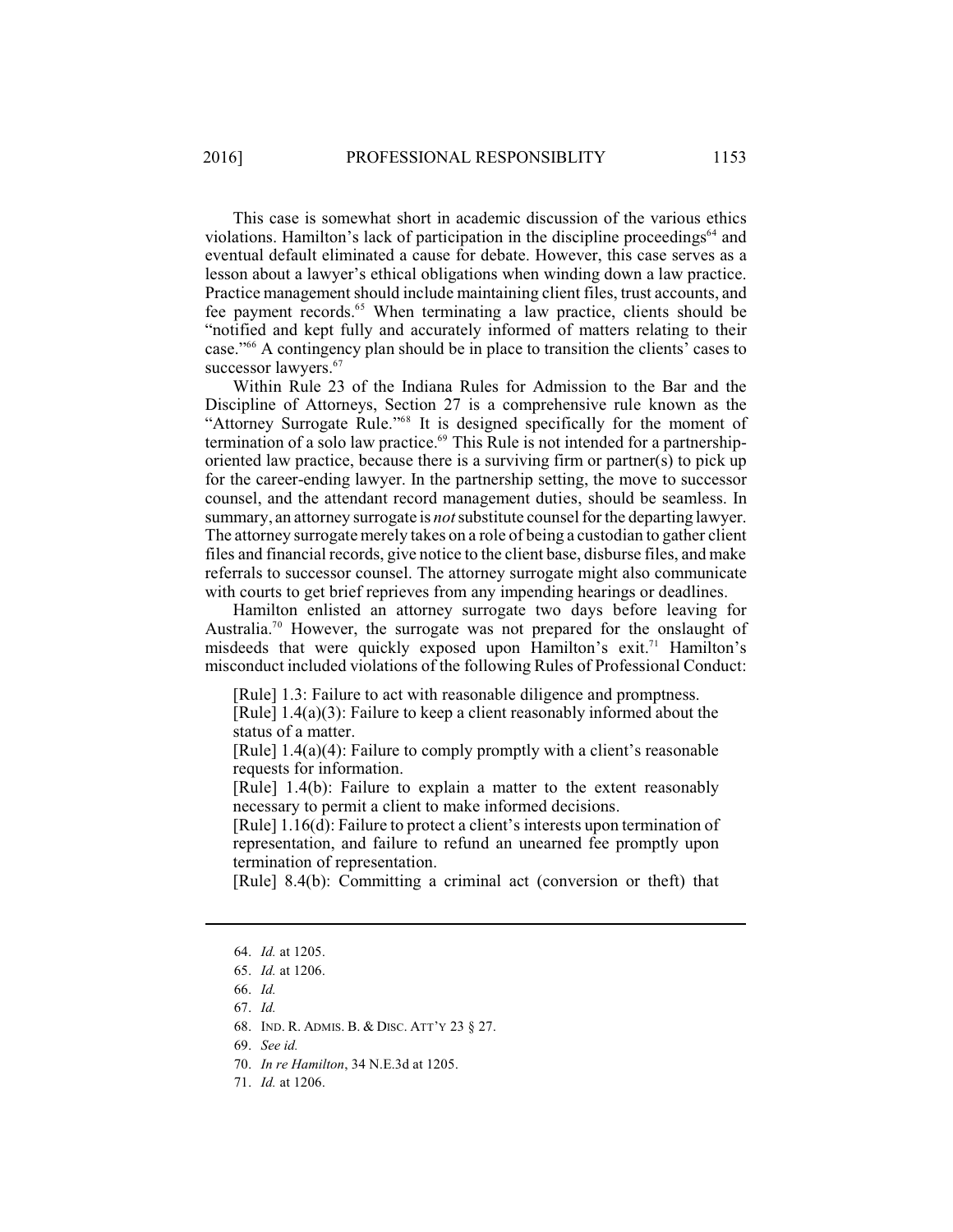This case is somewhat short in academic discussion of the various ethics violations. Hamilton's lack of participation in the discipline proceedings[64] and eventual default eliminated a cause for debate. However, this case serves as a lesson about a lawyer's ethical obligations when winding down a law practice. Practice management should include maintaining client files, trust accounts, and fee payment records.[65] When terminating a law practice, clients should be "notified and kept fully and accurately informed of matters relating to their case."[66] A contingency plan should be in place to transition the clients' cases to successor lawyers.[67]

Within Rule 23 of the Indiana Rules for Admission to the Bar and the Discipline of Attorneys, Section 27 is a comprehensive rule known as the "Attorney Surrogate Rule."[68] It is designed specifically for the moment of termination of a solo law practice.[69] This Rule is not intended for a partnership-oriented law practice, because there is a surviving firm or partner(s) to pick up for the career-ending lawyer. In the partnership setting, the move to successor counsel, and the attendant record management duties, should be seamless. In summary, an attorney surrogate is *not* substitute counsel for the departing lawyer. The attorney surrogate merely takes on a role of being a custodian to gather client files and financial records, give notice to the client base, disburse files, and make referrals to successor counsel. The attorney surrogate might also communicate with courts to get brief reprieves from any impending hearings or deadlines.

Hamilton enlisted an attorney surrogate two days before leaving for Australia.[70] However, the surrogate was not prepared for the onslaught of misdeeds that were quickly exposed upon Hamilton's exit.[71] Hamilton's misconduct included violations of the following Rules of Professional Conduct:

> [Rule] 1.3: Failure to act with reasonable diligence and promptness.
> [Rule] 1.4(a)(3): Failure to keep a client reasonably informed about the status of a matter.
> [Rule] 1.4(a)(4): Failure to comply promptly with a client's reasonable requests for information.
> [Rule] 1.4(b): Failure to explain a matter to the extent reasonably necessary to permit a client to make informed decisions.
> [Rule] 1.16(d): Failure to protect a client's interests upon termination of representation, and failure to refund an unearned fee promptly upon termination of representation.
> [Rule] 8.4(b): Committing a criminal act (conversion or theft) that

---

64. *Id.* at 1205.
65. *Id.* at 1206.
66. *Id.*
67. *Id.*
68. IND. R. ADMIS. B. & DISC. ATT'Y 23 § 27.
69. *See id.*
70. *In re Hamilton*, 34 N.E.3d at 1205.
71. *Id.* at 1206.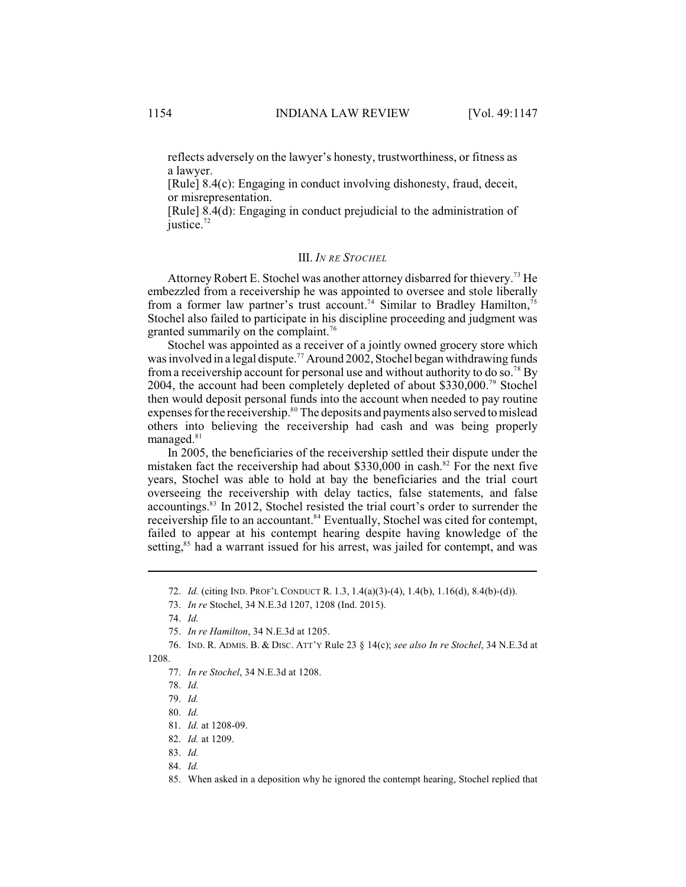reflects adversely on the lawyer's honesty, trustworthiness, or fitness as a lawyer.

[Rule] 8.4(c): Engaging in conduct involving dishonesty, fraud, deceit, or misrepresentation.

[Rule] 8.4(d): Engaging in conduct prejudicial to the administration of justice.[72]

## III. *In re Stochel*

Attorney Robert E. Stochel was another attorney disbarred for thievery.[73] He embezzled from a receivership he was appointed to oversee and stole liberally from a former law partner's trust account.[74] Similar to Bradley Hamilton,[75] Stochel also failed to participate in his discipline proceeding and judgment was granted summarily on the complaint.[76]

Stochel was appointed as a receiver of a jointly owned grocery store which was involved in a legal dispute.[77] Around 2002, Stochel began withdrawing funds from a receivership account for personal use and without authority to do so.[78] By 2004, the account had been completely depleted of about $330,000.[79] Stochel then would deposit personal funds into the account when needed to pay routine expenses for the receivership.[80] The deposits and payments also served to mislead others into believing the receivership had cash and was being properly managed.[81]

In 2005, the beneficiaries of the receivership settled their dispute under the mistaken fact the receivership had about $330,000 in cash.[82] For the next five years, Stochel was able to hold at bay the beneficiaries and the trial court overseeing the receivership with delay tactics, false statements, and false accountings.[83] In 2012, Stochel resisted the trial court's order to surrender the receivership file to an accountant.[84] Eventually, Stochel was cited for contempt, failed to appear at his contempt hearing despite having knowledge of the setting,[85] had a warrant issued for his arrest, was jailed for contempt, and was

---

72. *Id.* (citing Ind. Prof'l Conduct R. 1.3, 1.4(a)(3)-(4), 1.4(b), 1.16(d), 8.4(b)-(d)).

73. *In re* Stochel, 34 N.E.3d 1207, 1208 (Ind. 2015).

74. *Id.*

75. *In re Hamilton*, 34 N.E.3d at 1205.

76. Ind. R. Admis. B. & Disc. Att'y Rule 23 § 14(c); *see also In re Stochel*, 34 N.E.3d at 1208.

77. *In re Stochel*, 34 N.E.3d at 1208.

78. *Id.*

79. *Id.*

80. *Id.*

81. *Id.* at 1208-09.

82. *Id.* at 1209.

83. *Id.*

84. *Id.*

85. When asked in a deposition why he ignored the contempt hearing, Stochel replied that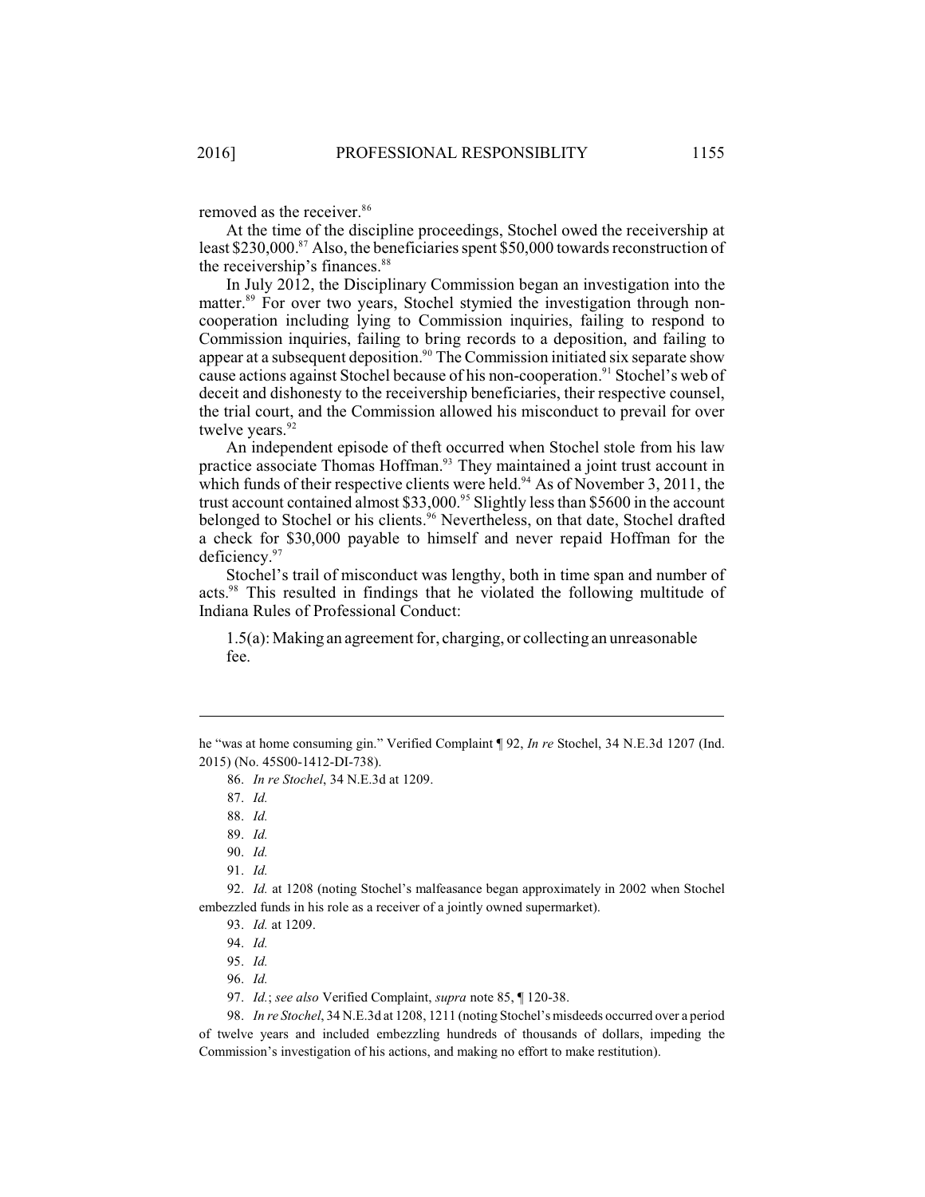removed as the receiver.[86]

At the time of the discipline proceedings, Stochel owed the receivership at least $230,000.[87] Also, the beneficiaries spent $50,000 towards reconstruction of the receivership's finances.[88]

In July 2012, the Disciplinary Commission began an investigation into the matter.[89] For over two years, Stochel stymied the investigation through non-cooperation including lying to Commission inquiries, failing to respond to Commission inquiries, failing to bring records to a deposition, and failing to appear at a subsequent deposition.[90] The Commission initiated six separate show cause actions against Stochel because of his non-cooperation.[91] Stochel's web of deceit and dishonesty to the receivership beneficiaries, their respective counsel, the trial court, and the Commission allowed his misconduct to prevail for over twelve years.[92]

An independent episode of theft occurred when Stochel stole from his law practice associate Thomas Hoffman.[93] They maintained a joint trust account in which funds of their respective clients were held.[94] As of November 3, 2011, the trust account contained almost $33,000.[95] Slightly less than $5600 in the account belonged to Stochel or his clients.[96] Nevertheless, on that date, Stochel drafted a check for $30,000 payable to himself and never repaid Hoffman for the deficiency.[97]

Stochel's trail of misconduct was lengthy, both in time span and number of acts.[98] This resulted in findings that he violated the following multitude of Indiana Rules of Professional Conduct:

> 1.5(a): Making an agreement for, charging, or collecting an unreasonable fee.

---

he "was at home consuming gin." Verified Complaint ¶ 92, *In re* Stochel, 34 N.E.3d 1207 (Ind. 2015) (No. 45S00-1412-DI-738).

86. *In re Stochel*, 34 N.E.3d at 1209.

87. *Id.*

88. *Id.*

89. *Id.*

90. *Id.*

91. *Id.*

92. *Id.* at 1208 (noting Stochel's malfeasance began approximately in 2002 when Stochel embezzled funds in his role as a receiver of a jointly owned supermarket).

93. *Id.* at 1209.

94. *Id.*

95. *Id.*

96. *Id.*

97. *Id.*; *see also* Verified Complaint, *supra* note 85, ¶ 120-38.

98. *In re Stochel*, 34 N.E.3d at 1208, 1211 (noting Stochel's misdeeds occurred over a period of twelve years and included embezzling hundreds of thousands of dollars, impeding the Commission's investigation of his actions, and making no effort to make restitution).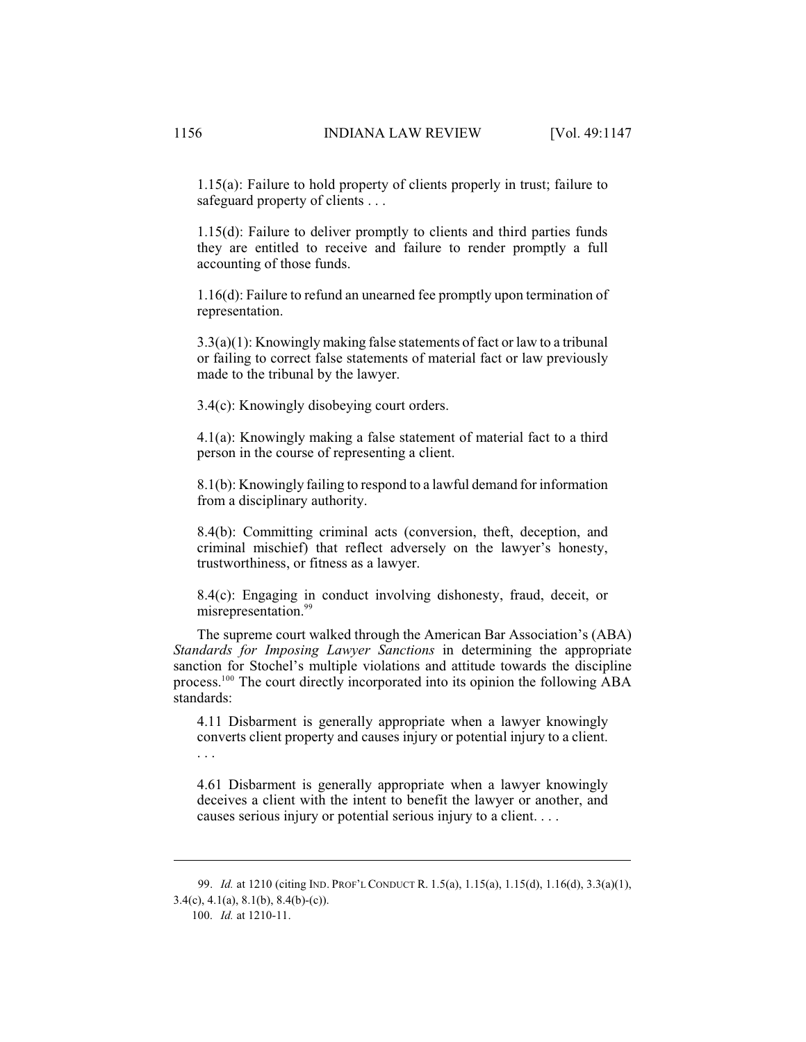1.15(a): Failure to hold property of clients properly in trust; failure to safeguard property of clients . . .

1.15(d): Failure to deliver promptly to clients and third parties funds they are entitled to receive and failure to render promptly a full accounting of those funds.

1.16(d): Failure to refund an unearned fee promptly upon termination of representation.

3.3(a)(1): Knowingly making false statements of fact or law to a tribunal or failing to correct false statements of material fact or law previously made to the tribunal by the lawyer.

3.4(c): Knowingly disobeying court orders.

4.1(a): Knowingly making a false statement of material fact to a third person in the course of representing a client.

8.1(b): Knowingly failing to respond to a lawful demand for information from a disciplinary authority.

8.4(b): Committing criminal acts (conversion, theft, deception, and criminal mischief) that reflect adversely on the lawyer's honesty, trustworthiness, or fitness as a lawyer.

8.4(c): Engaging in conduct involving dishonesty, fraud, deceit, or misrepresentation.[99]

The supreme court walked through the American Bar Association's (ABA) *Standards for Imposing Lawyer Sanctions* in determining the appropriate sanction for Stochel's multiple violations and attitude towards the discipline process.[100] The court directly incorporated into its opinion the following ABA standards:

4.11 Disbarment is generally appropriate when a lawyer knowingly converts client property and causes injury or potential injury to a client. . . .

4.61 Disbarment is generally appropriate when a lawyer knowingly deceives a client with the intent to benefit the lawyer or another, and causes serious injury or potential serious injury to a client. . . .

---

99. *Id.* at 1210 (citing IND. PROF'L CONDUCT R. 1.5(a), 1.15(a), 1.15(d), 1.16(d), 3.3(a)(1), 3.4(c), 4.1(a), 8.1(b), 8.4(b)-(c)).

100. *Id.* at 1210-11.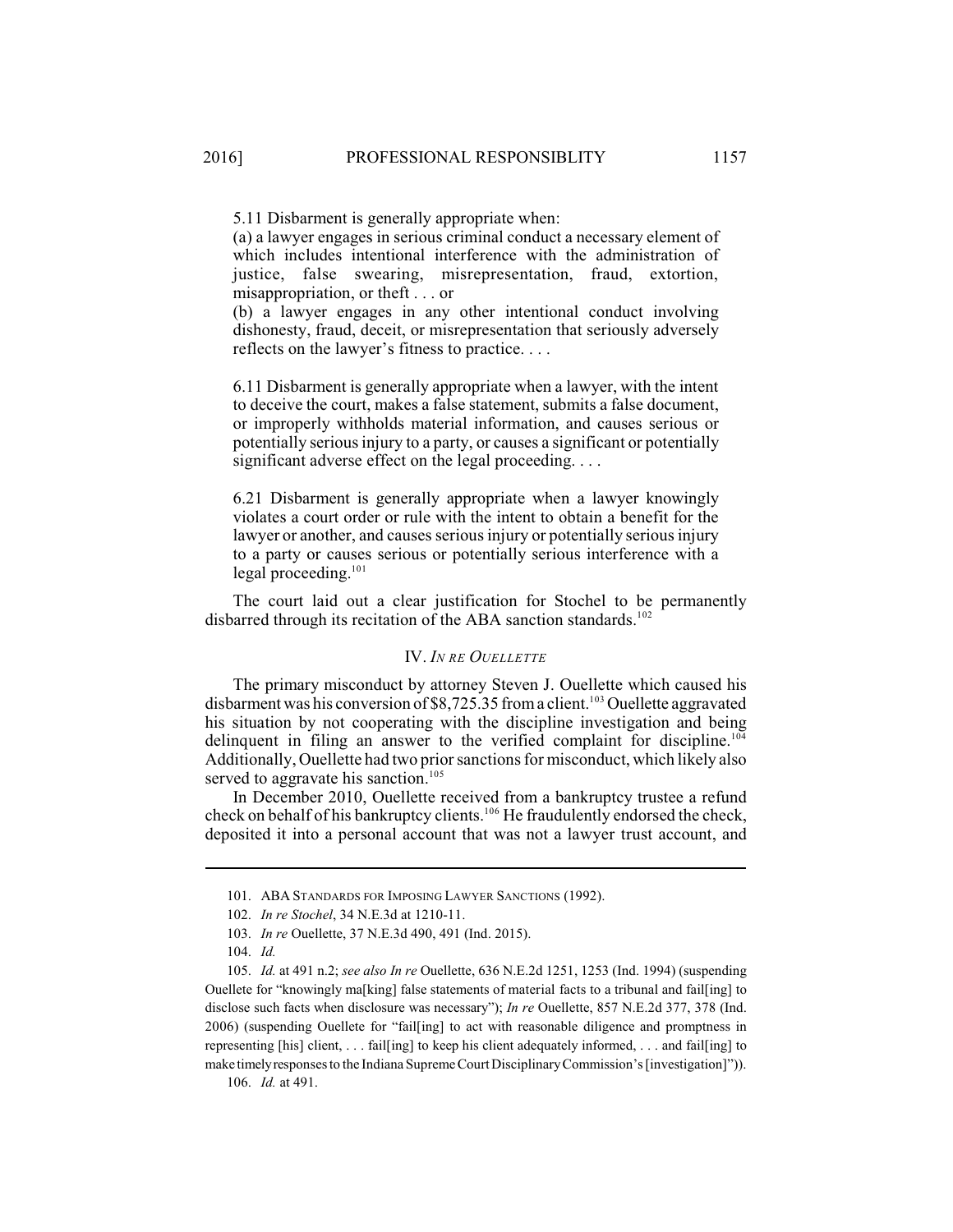> 5.11 Disbarment is generally appropriate when:
> (a) a lawyer engages in serious criminal conduct a necessary element of which includes intentional interference with the administration of justice, false swearing, misrepresentation, fraud, extortion, misappropriation, or theft . . . or
> (b) a lawyer engages in any other intentional conduct involving dishonesty, fraud, deceit, or misrepresentation that seriously adversely reflects on the lawyer's fitness to practice. . . .
>
> 6.11 Disbarment is generally appropriate when a lawyer, with the intent to deceive the court, makes a false statement, submits a false document, or improperly withholds material information, and causes serious or potentially serious injury to a party, or causes a significant or potentially significant adverse effect on the legal proceeding. . . .
>
> 6.21 Disbarment is generally appropriate when a lawyer knowingly violates a court order or rule with the intent to obtain a benefit for the lawyer or another, and causes serious injury or potentially serious injury to a party or causes serious or potentially serious interference with a legal proceeding.[101]

The court laid out a clear justification for Stochel to be permanently disbarred through its recitation of the ABA sanction standards.[102]

## IV. *IN RE OUELLETTE*

The primary misconduct by attorney Steven J. Ouellette which caused his disbarment was his conversion of $8,725.35 from a client.[103] Ouellette aggravated his situation by not cooperating with the discipline investigation and being delinquent in filing an answer to the verified complaint for discipline.[104] Additionally, Ouellette had two prior sanctions for misconduct, which likely also served to aggravate his sanction.[105]

In December 2010, Ouellette received from a bankruptcy trustee a refund check on behalf of his bankruptcy clients.[106] He fraudulently endorsed the check, deposited it into a personal account that was not a lawyer trust account, and

---

101. ABA STANDARDS FOR IMPOSING LAWYER SANCTIONS (1992).

102. *In re Stochel*, 34 N.E.3d at 1210-11.

103. *In re* Ouellette, 37 N.E.3d 490, 491 (Ind. 2015).

104. *Id.*

105. *Id.* at 491 n.2; *see also In re* Ouellette, 636 N.E.2d 1251, 1253 (Ind. 1994) (suspending Ouellete for "knowingly ma[king] false statements of material facts to a tribunal and fail[ing] to disclose such facts when disclosure was necessary"); *In re* Ouellette, 857 N.E.2d 377, 378 (Ind. 2006) (suspending Ouellete for "fail[ing] to act with reasonable diligence and promptness in representing [his] client, . . . fail[ing] to keep his client adequately informed, . . . and fail[ing] to make timely responses to the Indiana Supreme Court Disciplinary Commission's [investigation]")).

106. *Id.* at 491.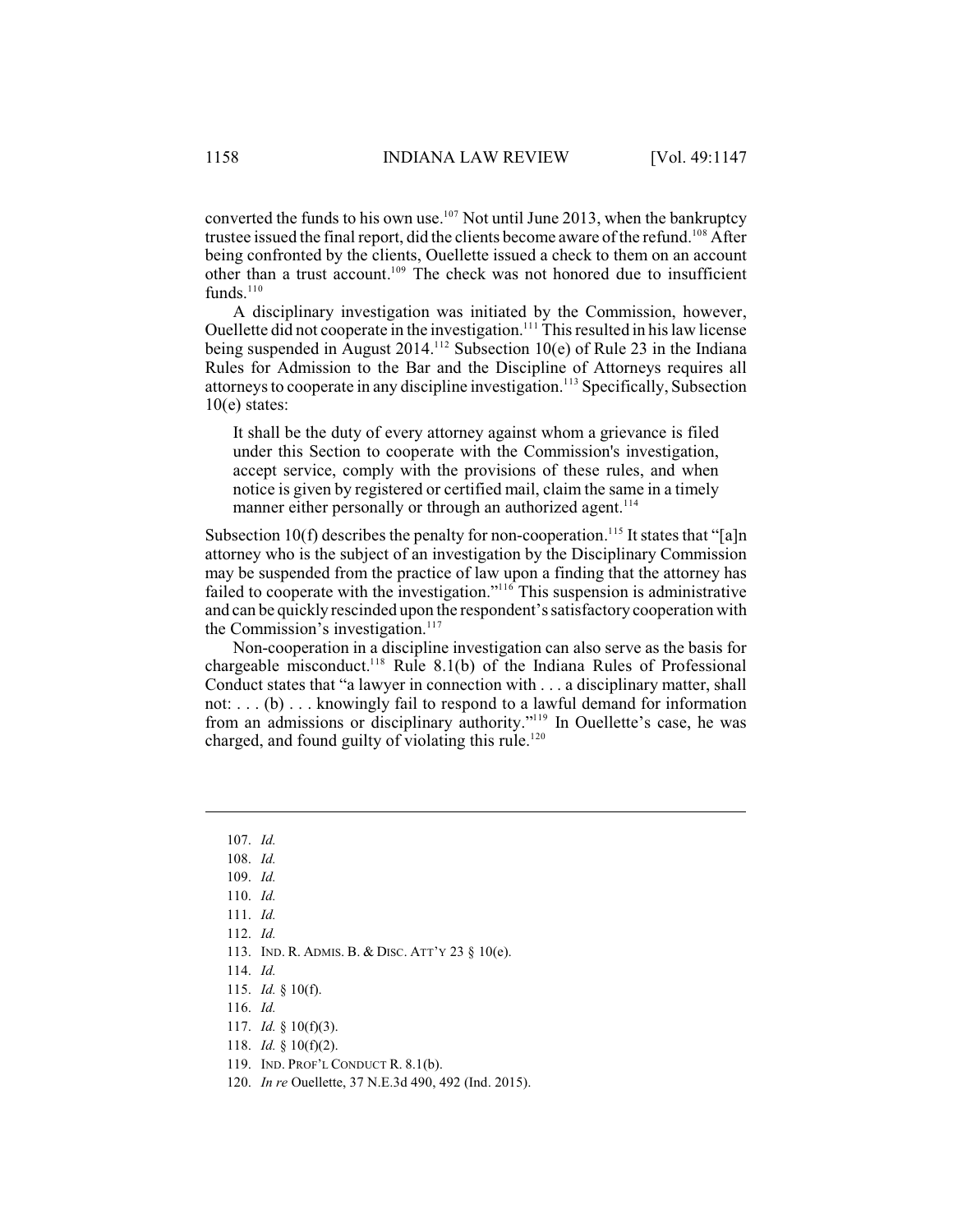converted the funds to his own use.[107] Not until June 2013, when the bankruptcy trustee issued the final report, did the clients become aware of the refund.[108] After being confronted by the clients, Ouellette issued a check to them on an account other than a trust account.[109] The check was not honored due to insufficient funds.[110]

A disciplinary investigation was initiated by the Commission, however, Ouellette did not cooperate in the investigation.[111] This resulted in his law license being suspended in August 2014.[112] Subsection 10(e) of Rule 23 in the Indiana Rules for Admission to the Bar and the Discipline of Attorneys requires all attorneys to cooperate in any discipline investigation.[113] Specifically, Subsection 10(e) states:

> It shall be the duty of every attorney against whom a grievance is filed under this Section to cooperate with the Commission's investigation, accept service, comply with the provisions of these rules, and when notice is given by registered or certified mail, claim the same in a timely manner either personally or through an authorized agent.[114]

Subsection 10(f) describes the penalty for non-cooperation.[115] It states that "[a]n attorney who is the subject of an investigation by the Disciplinary Commission may be suspended from the practice of law upon a finding that the attorney has failed to cooperate with the investigation."[116] This suspension is administrative and can be quickly rescinded upon the respondent's satisfactory cooperation with the Commission's investigation.[117]

Non-cooperation in a discipline investigation can also serve as the basis for chargeable misconduct.[118] Rule 8.1(b) of the Indiana Rules of Professional Conduct states that "a lawyer in connection with . . . a disciplinary matter, shall not: . . . (b) . . . knowingly fail to respond to a lawful demand for information from an admissions or disciplinary authority."[119] In Ouellette's case, he was charged, and found guilty of violating this rule.[120]

---

107. *Id.*
108. *Id.*
109. *Id.*
110. *Id.*
111. *Id.*
112. *Id.*
113. IND. R. ADMIS. B. & DISC. ATT'Y 23 § 10(e).
114. *Id.*
115. *Id.* § 10(f).
116. *Id.*
117. *Id.* § 10(f)(3).
118. *Id.* § 10(f)(2).
119. IND. PROF'L CONDUCT R. 8.1(b).
120. *In re* Ouellette, 37 N.E.3d 490, 492 (Ind. 2015).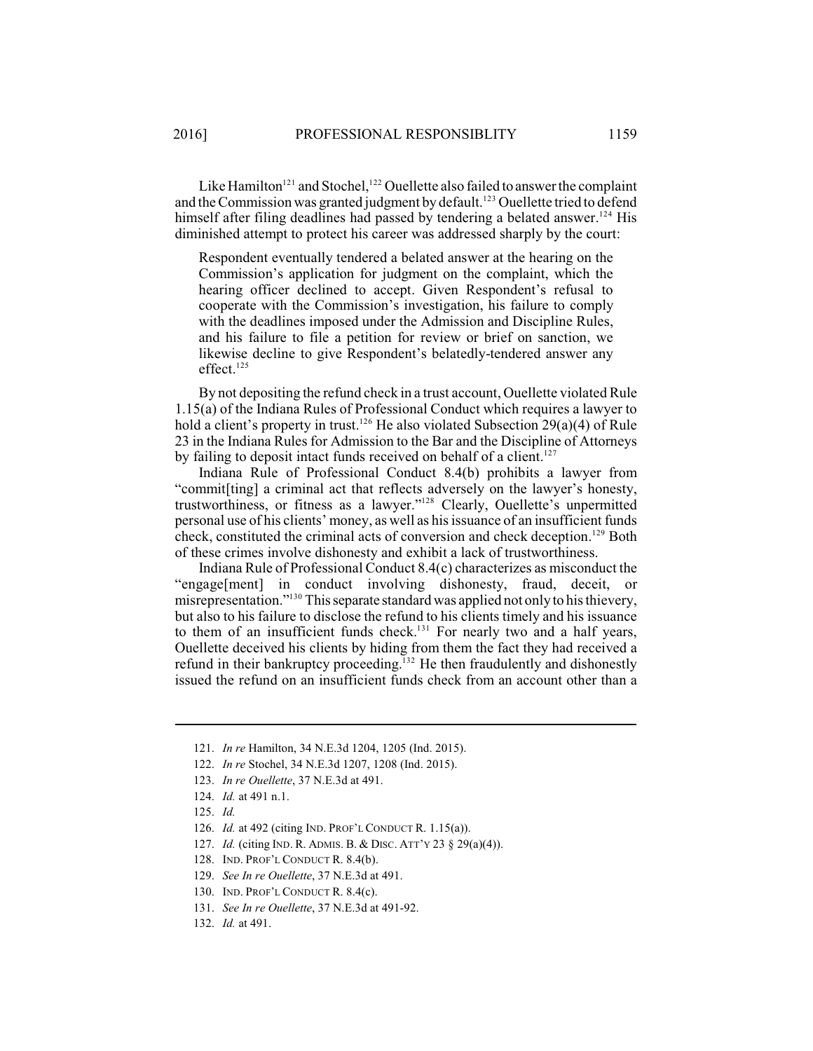Like Hamilton[121] and Stochel,[122] Ouellette also failed to answer the complaint and the Commission was granted judgment by default.[123] Ouellette tried to defend himself after filing deadlines had passed by tendering a belated answer.[124] His diminished attempt to protect his career was addressed sharply by the court:

> Respondent eventually tendered a belated answer at the hearing on the Commission's application for judgment on the complaint, which the hearing officer declined to accept. Given Respondent's refusal to cooperate with the Commission's investigation, his failure to comply with the deadlines imposed under the Admission and Discipline Rules, and his failure to file a petition for review or brief on sanction, we likewise decline to give Respondent's belatedly-tendered answer any effect.[125]

By not depositing the refund check in a trust account, Ouellette violated Rule 1.15(a) of the Indiana Rules of Professional Conduct which requires a lawyer to hold a client's property in trust.[126] He also violated Subsection 29(a)(4) of Rule 23 in the Indiana Rules for Admission to the Bar and the Discipline of Attorneys by failing to deposit intact funds received on behalf of a client.[127]

Indiana Rule of Professional Conduct 8.4(b) prohibits a lawyer from "commit[ting] a criminal act that reflects adversely on the lawyer's honesty, trustworthiness, or fitness as a lawyer."[128] Clearly, Ouellette's unpermitted personal use of his clients' money, as well as his issuance of an insufficient funds check, constituted the criminal acts of conversion and check deception.[129] Both of these crimes involve dishonesty and exhibit a lack of trustworthiness.

Indiana Rule of Professional Conduct 8.4(c) characterizes as misconduct the "engage[ment] in conduct involving dishonesty, fraud, deceit, or misrepresentation."[130] This separate standard was applied not only to his thievery, but also to his failure to disclose the refund to his clients timely and his issuance to them of an insufficient funds check.[131] For nearly two and a half years, Ouellette deceived his clients by hiding from them the fact they had received a refund in their bankruptcy proceeding.[132] He then fraudulently and dishonestly issued the refund on an insufficient funds check from an account other than a

---

121. *In re* Hamilton, 34 N.E.3d 1204, 1205 (Ind. 2015).
122. *In re* Stochel, 34 N.E.3d 1207, 1208 (Ind. 2015).
123. *In re Ouellette*, 37 N.E.3d at 491.
124. *Id.* at 491 n.1.
125. *Id.*
126. *Id.* at 492 (citing IND. PROF'L CONDUCT R. 1.15(a)).
127. *Id.* (citing IND. R. ADMIS. B. & DISC. ATT'Y 23 § 29(a)(4)).
128. IND. PROF'L CONDUCT R. 8.4(b).
129. *See In re Ouellette*, 37 N.E.3d at 491.
130. IND. PROF'L CONDUCT R. 8.4(c).
131. *See In re Ouellette*, 37 N.E.3d at 491-92.
132. *Id.* at 491.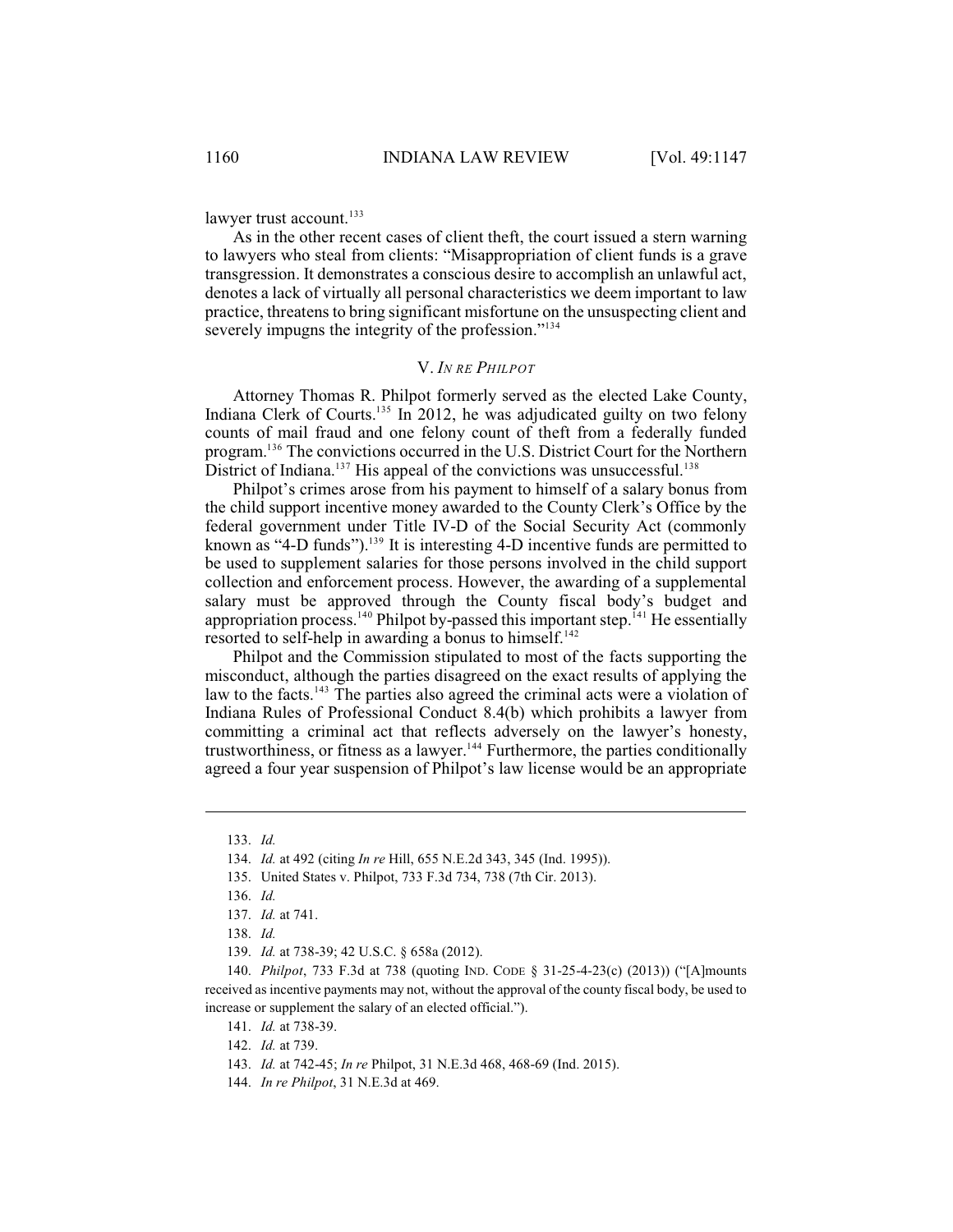lawyer trust account.[133]

As in the other recent cases of client theft, the court issued a stern warning to lawyers who steal from clients: "Misappropriation of client funds is a grave transgression. It demonstrates a conscious desire to accomplish an unlawful act, denotes a lack of virtually all personal characteristics we deem important to law practice, threatens to bring significant misfortune on the unsuspecting client and severely impugns the integrity of the profession."[134]

## V. *In re Philpot*

Attorney Thomas R. Philpot formerly served as the elected Lake County, Indiana Clerk of Courts.[135] In 2012, he was adjudicated guilty on two felony counts of mail fraud and one felony count of theft from a federally funded program.[136] The convictions occurred in the U.S. District Court for the Northern District of Indiana.[137] His appeal of the convictions was unsuccessful.[138]

Philpot's crimes arose from his payment to himself of a salary bonus from the child support incentive money awarded to the County Clerk's Office by the federal government under Title IV-D of the Social Security Act (commonly known as "4-D funds").[139] It is interesting 4-D incentive funds are permitted to be used to supplement salaries for those persons involved in the child support collection and enforcement process. However, the awarding of a supplemental salary must be approved through the County fiscal body's budget and appropriation process.[140] Philpot by-passed this important step.[141] He essentially resorted to self-help in awarding a bonus to himself.[142]

Philpot and the Commission stipulated to most of the facts supporting the misconduct, although the parties disagreed on the exact results of applying the law to the facts.[143] The parties also agreed the criminal acts were a violation of Indiana Rules of Professional Conduct 8.4(b) which prohibits a lawyer from committing a criminal act that reflects adversely on the lawyer's honesty, trustworthiness, or fitness as a lawyer.[144] Furthermore, the parties conditionally agreed a four year suspension of Philpot's law license would be an appropriate

---

133. *Id.*

134. *Id.* at 492 (citing *In re* Hill, 655 N.E.2d 343, 345 (Ind. 1995)).

135. United States v. Philpot, 733 F.3d 734, 738 (7th Cir. 2013).

136. *Id.*

137. *Id.* at 741.

138. *Id.*

139. *Id.* at 738-39; 42 U.S.C. § 658a (2012).

140. *Philpot*, 733 F.3d at 738 (quoting Ind. Code § 31-25-4-23(c) (2013)) ("[A]mounts received as incentive payments may not, without the approval of the county fiscal body, be used to increase or supplement the salary of an elected official.").

141. *Id.* at 738-39.

142. *Id.* at 739.

143. *Id.* at 742-45; *In re* Philpot, 31 N.E.3d 468, 468-69 (Ind. 2015).

144. *In re Philpot*, 31 N.E.3d at 469.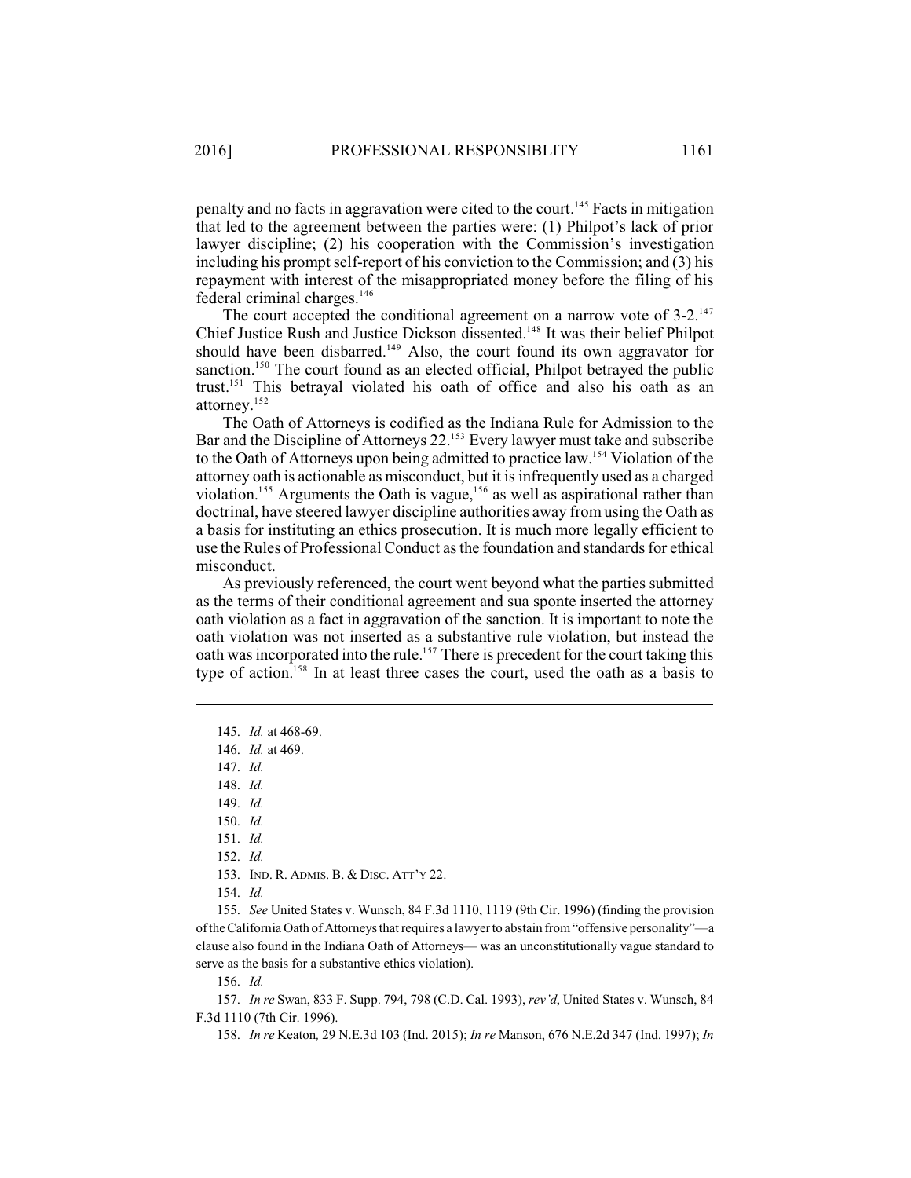penalty and no facts in aggravation were cited to the court.[145] Facts in mitigation that led to the agreement between the parties were: (1) Philpot's lack of prior lawyer discipline; (2) his cooperation with the Commission's investigation including his prompt self-report of his conviction to the Commission; and (3) his repayment with interest of the misappropriated money before the filing of his federal criminal charges.[146]

The court accepted the conditional agreement on a narrow vote of 3-2.[147] Chief Justice Rush and Justice Dickson dissented.[148] It was their belief Philpot should have been disbarred.[149] Also, the court found its own aggravator for sanction.[150] The court found as an elected official, Philpot betrayed the public trust.[151] This betrayal violated his oath of office and also his oath as an attorney.[152]

The Oath of Attorneys is codified as the Indiana Rule for Admission to the Bar and the Discipline of Attorneys 22.[153] Every lawyer must take and subscribe to the Oath of Attorneys upon being admitted to practice law.[154] Violation of the attorney oath is actionable as misconduct, but it is infrequently used as a charged violation.[155] Arguments the Oath is vague,[156] as well as aspirational rather than doctrinal, have steered lawyer discipline authorities away from using the Oath as a basis for instituting an ethics prosecution. It is much more legally efficient to use the Rules of Professional Conduct as the foundation and standards for ethical misconduct.

As previously referenced, the court went beyond what the parties submitted as the terms of their conditional agreement and sua sponte inserted the attorney oath violation as a fact in aggravation of the sanction. It is important to note the oath violation was not inserted as a substantive rule violation, but instead the oath was incorporated into the rule.[157] There is precedent for the court taking this type of action.[158] In at least three cases the court, used the oath as a basis to

---

145. *Id.* at 468-69.

146. *Id.* at 469.

147. *Id.*

148. *Id.*

149. *Id.*

150. *Id.*

151. *Id.*

152. *Id.*

153. IND. R. ADMIS. B. & DISC. ATT'Y 22.

154. *Id.*

155. *See* United States v. Wunsch, 84 F.3d 1110, 1119 (9th Cir. 1996) (finding the provision of the California Oath of Attorneys that requires a lawyer to abstain from "offensive personality"—a clause also found in the Indiana Oath of Attorneys— was an unconstitutionally vague standard to serve as the basis for a substantive ethics violation).

156. *Id.*

157. *In re* Swan, 833 F. Supp. 794, 798 (C.D. Cal. 1993), *rev'd*, United States v. Wunsch, 84 F.3d 1110 (7th Cir. 1996).

158. *In re* Keaton*,* 29 N.E.3d 103 (Ind. 2015); *In re* Manson, 676 N.E.2d 347 (Ind. 1997); *In*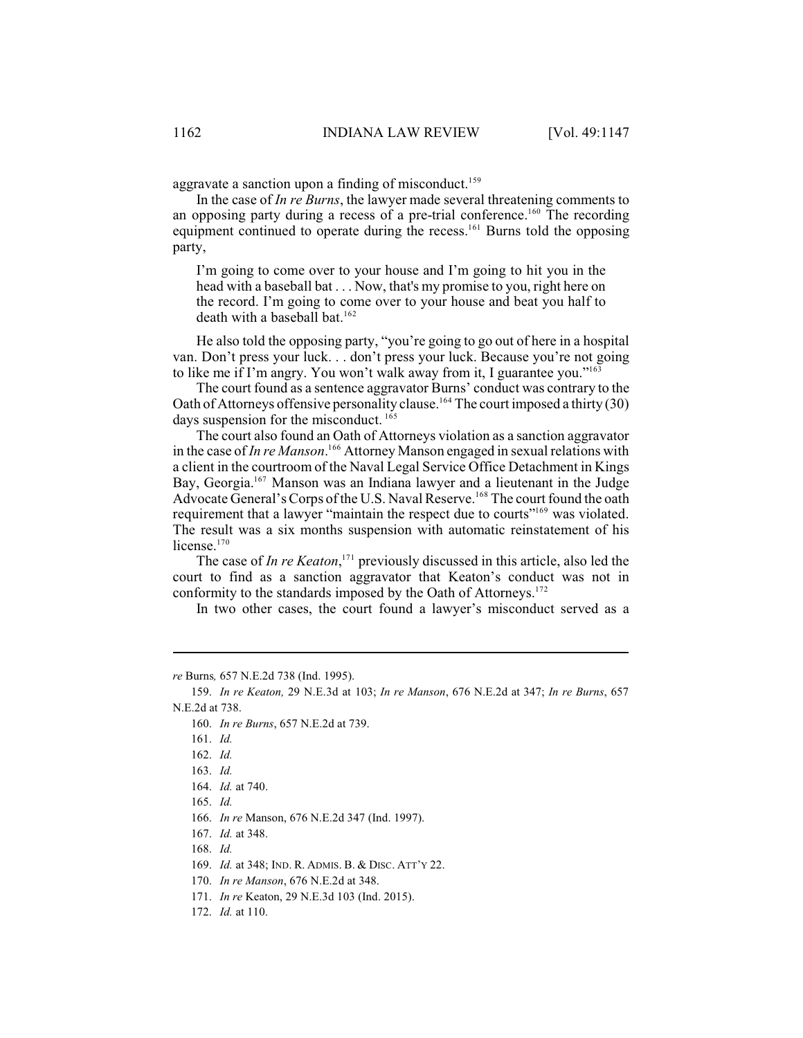aggravate a sanction upon a finding of misconduct.[159]

In the case of *In re Burns*, the lawyer made several threatening comments to an opposing party during a recess of a pre-trial conference.[160] The recording equipment continued to operate during the recess.[161] Burns told the opposing party,

> I'm going to come over to your house and I'm going to hit you in the head with a baseball bat . . . Now, that's my promise to you, right here on the record. I'm going to come over to your house and beat you half to death with a baseball bat.[162]

He also told the opposing party, "you're going to go out of here in a hospital van. Don't press your luck. . . don't press your luck. Because you're not going to like me if I'm angry. You won't walk away from it, I guarantee you."[163]

The court found as a sentence aggravator Burns' conduct was contrary to the Oath of Attorneys offensive personality clause.[164] The court imposed a thirty (30) days suspension for the misconduct.[165]

The court also found an Oath of Attorneys violation as a sanction aggravator in the case of *In re Manson*.[166] Attorney Manson engaged in sexual relations with a client in the courtroom of the Naval Legal Service Office Detachment in Kings Bay, Georgia.[167] Manson was an Indiana lawyer and a lieutenant in the Judge Advocate General's Corps of the U.S. Naval Reserve.[168] The court found the oath requirement that a lawyer "maintain the respect due to courts"[169] was violated. The result was a six months suspension with automatic reinstatement of his license.[170]

The case of *In re Keaton*,[171] previously discussed in this article, also led the court to find as a sanction aggravator that Keaton's conduct was not in conformity to the standards imposed by the Oath of Attorneys.[172]

In two other cases, the court found a lawyer's misconduct served as a

---

*re* Burns*,* 657 N.E.2d 738 (Ind. 1995).

159. *In re Keaton,* 29 N.E.3d at 103; *In re Manson*, 676 N.E.2d at 347; *In re Burns*, 657 N.E.2d at 738.

160. *In re Burns*, 657 N.E.2d at 739.

161. *Id.*

162. *Id.*

163. *Id.*

164. *Id.* at 740.

165. *Id.*

166. *In re* Manson, 676 N.E.2d 347 (Ind. 1997).

167. *Id.* at 348.

168. *Id.*

169. *Id.* at 348; IND. R. ADMIS. B. & DISC. ATT'Y 22.

170. *In re Manson*, 676 N.E.2d at 348.

171. *In re* Keaton, 29 N.E.3d 103 (Ind. 2015).

172. *Id.* at 110.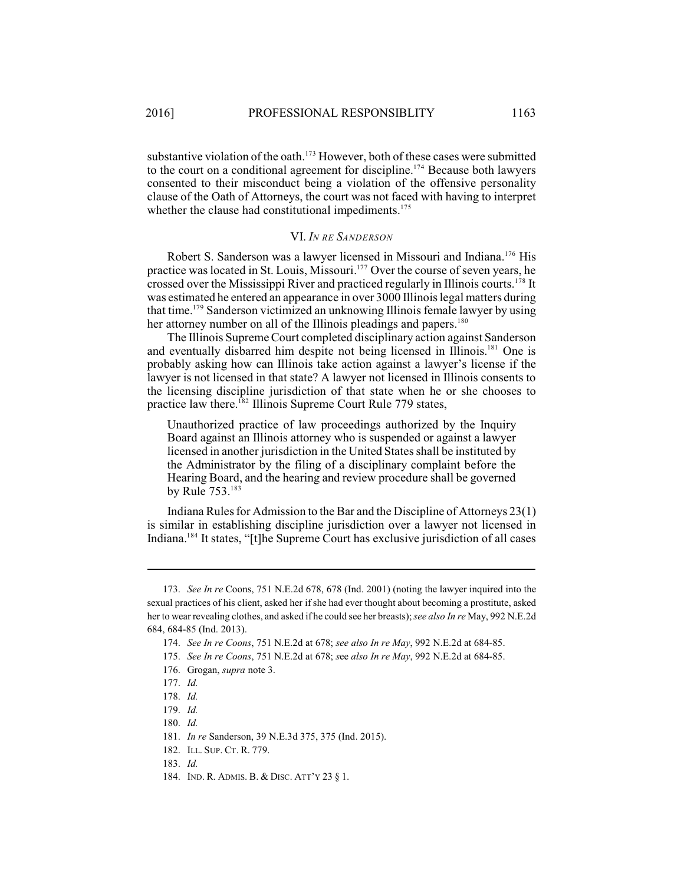substantive violation of the oath.[173] However, both of these cases were submitted to the court on a conditional agreement for discipline.[174] Because both lawyers consented to their misconduct being a violation of the offensive personality clause of the Oath of Attorneys, the court was not faced with having to interpret whether the clause had constitutional impediments.[175]

## VI. *In re Sanderson*

Robert S. Sanderson was a lawyer licensed in Missouri and Indiana.[176] His practice was located in St. Louis, Missouri.[177] Over the course of seven years, he crossed over the Mississippi River and practiced regularly in Illinois courts.[178] It was estimated he entered an appearance in over 3000 Illinois legal matters during that time.[179] Sanderson victimized an unknowing Illinois female lawyer by using her attorney number on all of the Illinois pleadings and papers.[180]

The Illinois Supreme Court completed disciplinary action against Sanderson and eventually disbarred him despite not being licensed in Illinois.[181] One is probably asking how can Illinois take action against a lawyer's license if the lawyer is not licensed in that state? A lawyer not licensed in Illinois consents to the licensing discipline jurisdiction of that state when he or she chooses to practice law there.[182] Illinois Supreme Court Rule 779 states,

> Unauthorized practice of law proceedings authorized by the Inquiry Board against an Illinois attorney who is suspended or against a lawyer licensed in another jurisdiction in the United States shall be instituted by the Administrator by the filing of a disciplinary complaint before the Hearing Board, and the hearing and review procedure shall be governed by Rule 753.[183]

Indiana Rules for Admission to the Bar and the Discipline of Attorneys 23(1) is similar in establishing discipline jurisdiction over a lawyer not licensed in Indiana.[184] It states, "[t]he Supreme Court has exclusive jurisdiction of all cases

---

173. *See In re* Coons, 751 N.E.2d 678, 678 (Ind. 2001) (noting the lawyer inquired into the sexual practices of his client, asked her if she had ever thought about becoming a prostitute, asked her to wear revealing clothes, and asked if he could see her breasts); *see also In re* May, 992 N.E.2d 684, 684-85 (Ind. 2013).

174. *See In re Coons*, 751 N.E.2d at 678; *see also In re May*, 992 N.E.2d at 684-85.

175. *See In re Coons*, 751 N.E.2d at 678; see *also In re May*, 992 N.E.2d at 684-85.

176. Grogan, *supra* note 3.

177. *Id.*

178. *Id.*

179. *Id.*

180. *Id.*

181. *In re* Sanderson, 39 N.E.3d 375, 375 (Ind. 2015).

182. ILL. SUP. CT. R. 779.

183. *Id.*

184. IND. R. ADMIS. B. & DISC. ATT'Y 23 § 1.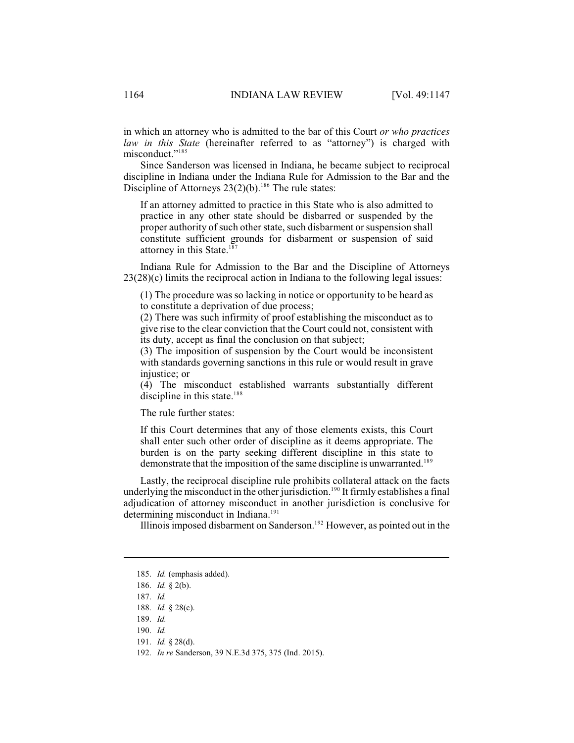in which an attorney who is admitted to the bar of this Court *or who practices law in this State* (hereinafter referred to as "attorney") is charged with misconduct."[185]

Since Sanderson was licensed in Indiana, he became subject to reciprocal discipline in Indiana under the Indiana Rule for Admission to the Bar and the Discipline of Attorneys 23(2)(b).[186] The rule states:

> If an attorney admitted to practice in this State who is also admitted to practice in any other state should be disbarred or suspended by the proper authority of such other state, such disbarment or suspension shall constitute sufficient grounds for disbarment or suspension of said attorney in this State.[187]

Indiana Rule for Admission to the Bar and the Discipline of Attorneys 23(28)(c) limits the reciprocal action in Indiana to the following legal issues:

> (1) The procedure was so lacking in notice or opportunity to be heard as to constitute a deprivation of due process;
> (2) There was such infirmity of proof establishing the misconduct as to give rise to the clear conviction that the Court could not, consistent with its duty, accept as final the conclusion on that subject;
> (3) The imposition of suspension by the Court would be inconsistent with standards governing sanctions in this rule or would result in grave injustice; or
> (4) The misconduct established warrants substantially different discipline in this state.[188]

The rule further states:

> If this Court determines that any of those elements exists, this Court shall enter such other order of discipline as it deems appropriate. The burden is on the party seeking different discipline in this state to demonstrate that the imposition of the same discipline is unwarranted.[189]

Lastly, the reciprocal discipline rule prohibits collateral attack on the facts underlying the misconduct in the other jurisdiction.[190] It firmly establishes a final adjudication of attorney misconduct in another jurisdiction is conclusive for determining misconduct in Indiana.[191]

Illinois imposed disbarment on Sanderson.[192] However, as pointed out in the

---

185. *Id.* (emphasis added).
186. *Id.* § 2(b).
187. *Id.*
188. *Id.* § 28(c).
189. *Id.*
190. *Id.*
191. *Id.* § 28(d).
192. *In re* Sanderson, 39 N.E.3d 375, 375 (Ind. 2015).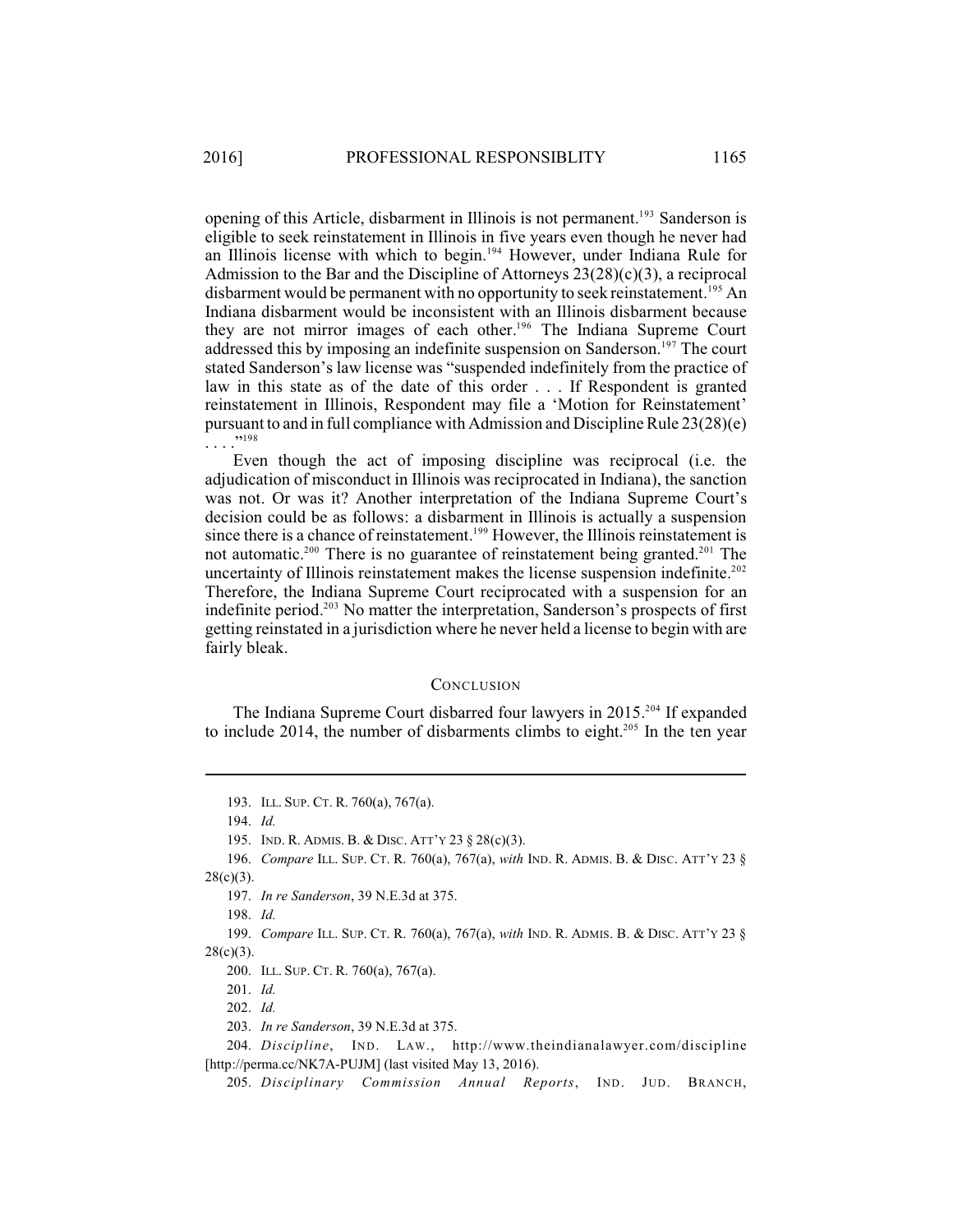opening of this Article, disbarment in Illinois is not permanent.[193] Sanderson is eligible to seek reinstatement in Illinois in five years even though he never had an Illinois license with which to begin.[194] However, under Indiana Rule for Admission to the Bar and the Discipline of Attorneys 23(28)(c)(3), a reciprocal disbarment would be permanent with no opportunity to seek reinstatement.[195] An Indiana disbarment would be inconsistent with an Illinois disbarment because they are not mirror images of each other.[196] The Indiana Supreme Court addressed this by imposing an indefinite suspension on Sanderson.[197] The court stated Sanderson's law license was "suspended indefinitely from the practice of law in this state as of the date of this order . . . If Respondent is granted reinstatement in Illinois, Respondent may file a 'Motion for Reinstatement' pursuant to and in full compliance with Admission and Discipline Rule 23(28)(e) . . . ."[198]

Even though the act of imposing discipline was reciprocal (i.e. the adjudication of misconduct in Illinois was reciprocated in Indiana), the sanction was not. Or was it? Another interpretation of the Indiana Supreme Court's decision could be as follows: a disbarment in Illinois is actually a suspension since there is a chance of reinstatement.[199] However, the Illinois reinstatement is not automatic.[200] There is no guarantee of reinstatement being granted.[201] The uncertainty of Illinois reinstatement makes the license suspension indefinite.[202] Therefore, the Indiana Supreme Court reciprocated with a suspension for an indefinite period.[203] No matter the interpretation, Sanderson's prospects of first getting reinstated in a jurisdiction where he never held a license to begin with are fairly bleak.

## CONCLUSION

The Indiana Supreme Court disbarred four lawyers in 2015.[204] If expanded to include 2014, the number of disbarments climbs to eight.[205] In the ten year

---

193. ILL. SUP. CT. R. 760(a), 767(a).

194. *Id.*

195. IND. R. ADMIS. B. & DISC. ATT'Y 23 § 28(c)(3).

196. *Compare* ILL. SUP. CT. R. 760(a), 767(a), *with* IND. R. ADMIS. B. & DISC. ATT'Y 23 § 28(c)(3).

197. *In re Sanderson*, 39 N.E.3d at 375.

198. *Id.*

199. *Compare* ILL. SUP. CT. R. 760(a), 767(a), *with* IND. R. ADMIS. B. & DISC. ATT'Y 23 § 28(c)(3).

200. ILL. SUP. CT. R. 760(a), 767(a).

201. *Id.*

202. *Id.*

203. *In re Sanderson*, 39 N.E.3d at 375.

204. *Discipline*, IND. LAW., http://www.theindianalawyer.com/discipline [http://perma.cc/NK7A-PUJM] (last visited May 13, 2016).

205. *Disciplinary Commission Annual Reports*, IND. JUD. BRANCH,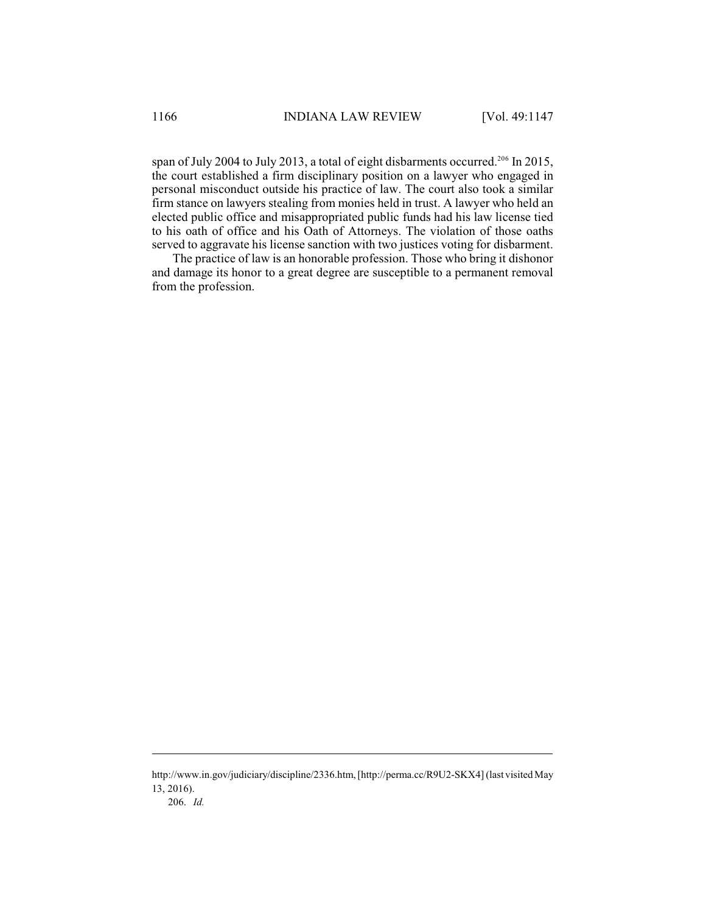span of July 2004 to July 2013, a total of eight disbarments occurred.[206] In 2015, the court established a firm disciplinary position on a lawyer who engaged in personal misconduct outside his practice of law. The court also took a similar firm stance on lawyers stealing from monies held in trust. A lawyer who held an elected public office and misappropriated public funds had his law license tied to his oath of office and his Oath of Attorneys. The violation of those oaths served to aggravate his license sanction with two justices voting for disbarment.

The practice of law is an honorable profession. Those who bring it dishonor and damage its honor to a great degree are susceptible to a permanent removal from the profession.

---

http://www.in.gov/judiciary/discipline/2336.htm, [http://perma.cc/R9U2-SKX4] (last visited May 13, 2016).

206. *Id.*